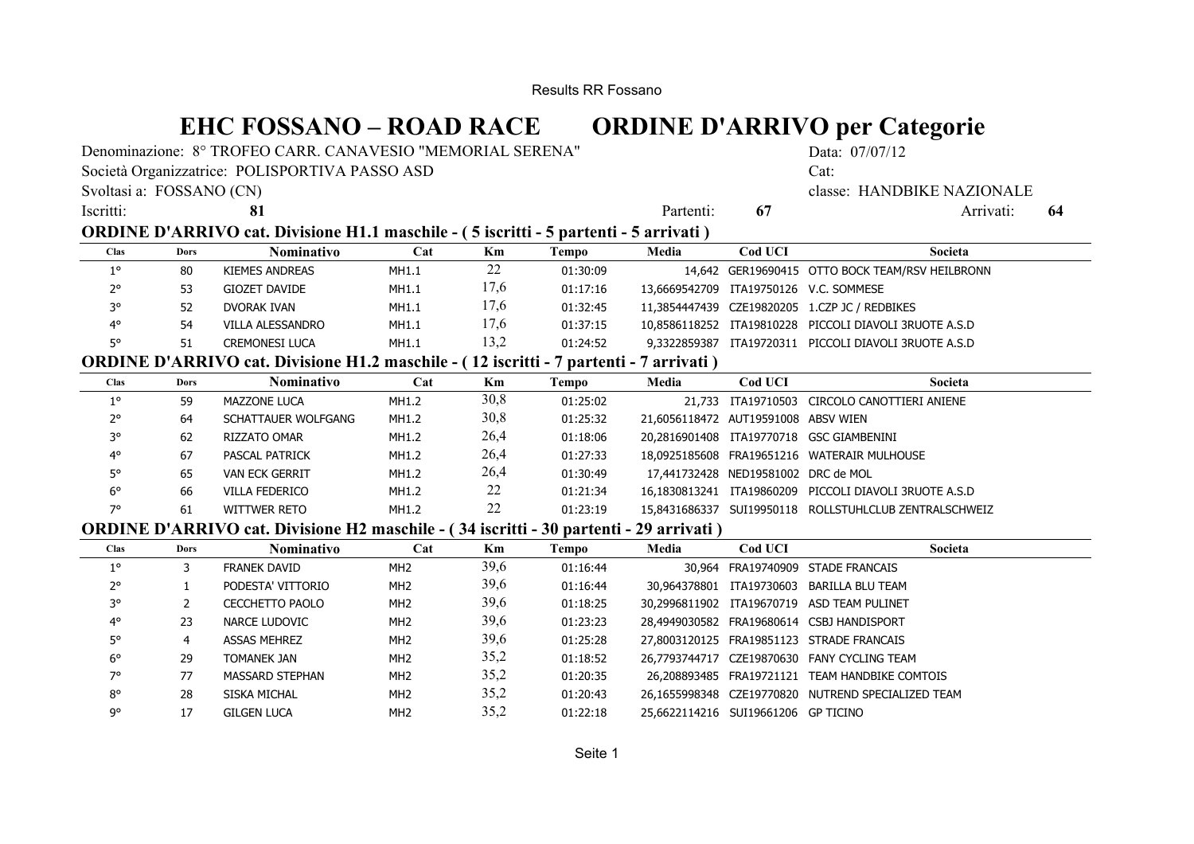Results RR Fossano

# EHC FOSSANO – ROAD RACE ORDINE D'ARRIVO per Categorie

Denominazione: 8° TROFEO CARR. CANAVESIO "MEMORIAL SERENA" Data: 07/07/12

Società Organizzatrice: POLISPORTIVA PASSO ASD Cat:

Svoltasi a: FOSSANO (CN) classe: HANDBIKE NAZIONALE

Iscritti: **81** Partenti: **67** Arrivati: **64**

## ORDINE D'ARRIVO cat. Divisione H1.1 maschile - ( 5 iscritti - 5 partenti - 5 arrivati )

| Clas | Dors | Nominativo | Cat | Km | Tempo | Media | Cod UCI | Societa |
|---|---|---|---|---|---|---|---|---|
| 1° | 80 | KIEMES ANDREAS | MH1.1 | 22 | 01:30:09 | 14,642 | GER19690415 | OTTO BOCK TEAM/RSV HEILBRONN |
| 2° | 53 | GIOZET DAVIDE | MH1.1 | 17,6 | 01:17:16 | 13,6669542709 | ITA19750126 | V.C. SOMMESE |
| 3° | 52 | DVORAK IVAN | MH1.1 | 17,6 | 01:32:45 | 11,3854447439 | CZE19820205 | 1.CZP JC / REDBIKES |
| 4° | 54 | VILLA ALESSANDRO | MH1.1 | 17,6 | 01:37:15 | 10,8586118252 | ITA19810228 | PICCOLI DIAVOLI 3RUOTE A.S.D |
| 5° | 51 | CREMONESI LUCA | MH1.1 | 13,2 | 01:24:52 | 9,3322859387 | ITA19720311 | PICCOLI DIAVOLI 3RUOTE A.S.D |

## ORDINE D'ARRIVO cat. Divisione H1.2 maschile - ( 12 iscritti - 7 partenti - 7 arrivati )

| Clas | Dors | Nominativo | Cat | Km | Tempo | Media | Cod UCI | Societa |
|---|---|---|---|---|---|---|---|---|
| 1° | 59 | MAZZONE LUCA | MH1.2 | 30,8 | 01:25:02 | 21,733 | ITA19710503 | CIRCOLO CANOTTIERI ANIENE |
| 2° | 64 | SCHATTAUER WOLFGANG | MH1.2 | 30,8 | 01:25:32 | 21,6056118472 | AUT19591008 | ABSV WIEN |
| 3° | 62 | RIZZATO OMAR | MH1.2 | 26,4 | 01:18:06 | 20,2816901408 | ITA19770718 | GSC GIAMBENINI |
| 4° | 67 | PASCAL PATRICK | MH1.2 | 26,4 | 01:27:33 | 18,0925185608 | FRA19651216 | WATERAIR MULHOUSE |
| 5° | 65 | VAN ECK GERRIT | MH1.2 | 26,4 | 01:30:49 | 17,441732428 | NED19581002 | DRC de MOL |
| 6° | 66 | VILLA FEDERICO | MH1.2 | 22 | 01:21:34 | 16,1830813241 | ITA19860209 | PICCOLI DIAVOLI 3RUOTE A.S.D |
| 7° | 61 | WITTWER RETO | MH1.2 | 22 | 01:23:19 | 15,8431686337 | SUI19950118 | ROLLSTUHLCLUB ZENTRALSCHWEIZ |

## ORDINE D'ARRIVO cat. Divisione H2 maschile - ( 34 iscritti - 30 partenti - 29 arrivati )

| Clas | Dors | Nominativo | Cat | Km | Tempo | Media | Cod UCI | Societa |
|---|---|---|---|---|---|---|---|---|
| 1° | 3 | FRANEK DAVID | MH2 | 39,6 | 01:16:44 | 30,964 | FRA19740909 | STADE FRANCAIS |
| 2° | 1 | PODESTA' VITTORIO | MH2 | 39,6 | 01:16:44 | 30,964378801 | ITA19730603 | BARILLA BLU TEAM |
| 3° | 2 | CECCHETTO PAOLO | MH2 | 39,6 | 01:18:25 | 30,2996811902 | ITA19670719 | ASD TEAM PULINET |
| 4° | 23 | NARCE LUDOVIC | MH2 | 39,6 | 01:23:23 | 28,4949030582 | FRA19680614 | CSBJ HANDISPORT |
| 5° | 4 | ASSAS MEHREZ | MH2 | 39,6 | 01:25:28 | 27,8003120125 | FRA19851123 | STRADE FRANCAIS |
| 6° | 29 | TOMANEK JAN | MH2 | 35,2 | 01:18:52 | 26,7793744717 | CZE19870630 | FANY CYCLING TEAM |
| 7° | 77 | MASSARD STEPHAN | MH2 | 35,2 | 01:20:35 | 26,208893485 | FRA19721121 | TEAM HANDBIKE COMTOIS |
| 8° | 28 | SISKA MICHAL | MH2 | 35,2 | 01:20:43 | 26,1655998348 | CZE19770820 | NUTREND SPECIALIZED TEAM |
| 9° | 17 | GILGEN LUCA | MH2 | 35,2 | 01:22:18 | 25,6622114216 | SUI19661206 | GP TICINO |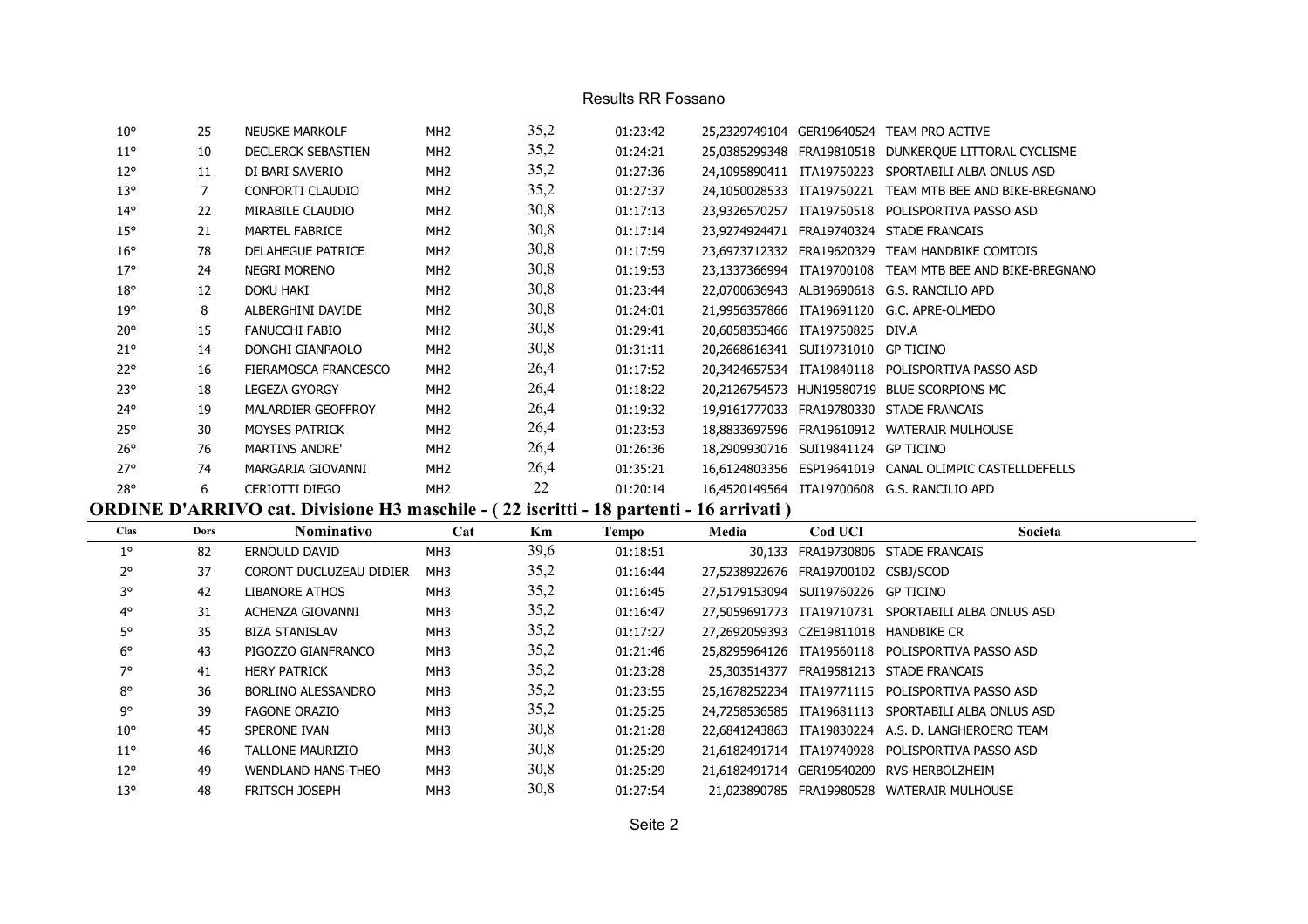| | | | | | | | | |
|---|---|---|---|---|---|---|---|---|
| 10° | 25 | NEUSKE MARKOLF | MH2 | 35,2 | 01:23:42 | 25,2329749104 | GER19640524 | TEAM PRO ACTIVE |
| 11° | 10 | DECLERCK SEBASTIEN | MH2 | 35,2 | 01:24:21 | 25,0385299348 | FRA19810518 | DUNKERQUE LITTORAL CYCLISME |
| 12° | 11 | DI BARI SAVERIO | MH2 | 35,2 | 01:27:36 | 24,1095890411 | ITA19750223 | SPORTABILI ALBA ONLUS ASD |
| 13° | 7 | CONFORTI CLAUDIO | MH2 | 35,2 | 01:27:37 | 24,1050028533 | ITA19750221 | TEAM MTB BEE AND BIKE-BREGNANO |
| 14° | 22 | MIRABILE CLAUDIO | MH2 | 30,8 | 01:17:13 | 23,9326570257 | ITA19750518 | POLISPORTIVA PASSO ASD |
| 15° | 21 | MARTEL FABRICE | MH2 | 30,8 | 01:17:14 | 23,9274924471 | FRA19740324 | STADE FRANCAIS |
| 16° | 78 | DELAHEGUE PATRICE | MH2 | 30,8 | 01:17:59 | 23,6973712332 | FRA19620329 | TEAM HANDBIKE COMTOIS |
| 17° | 24 | NEGRI MORENO | MH2 | 30,8 | 01:19:53 | 23,1337366994 | ITA19700108 | TEAM MTB BEE AND BIKE-BREGNANO |
| 18° | 12 | DOKU HAKI | MH2 | 30,8 | 01:23:44 | 22,0700636943 | ALB19690618 | G.S. RANCILIO APD |
| 19° | 8 | ALBERGHINI DAVIDE | MH2 | 30,8 | 01:24:01 | 21,9956357866 | ITA19691120 | G.C. APRE-OLMEDO |
| 20° | 15 | FANUCCHI FABIO | MH2 | 30,8 | 01:29:41 | 20,6058353466 | ITA19750825 | DIV.A |
| 21° | 14 | DONGHI GIANPAOLO | MH2 | 30,8 | 01:31:11 | 20,2668616341 | SUI19731010 | GP TICINO |
| 22° | 16 | FIERAMOSCA FRANCESCO | MH2 | 26,4 | 01:17:52 | 20,3424657534 | ITA19840118 | POLISPORTIVA PASSO ASD |
| 23° | 18 | LEGEZA GYORGY | MH2 | 26,4 | 01:18:22 | 20,2126754573 | HUN19580719 | BLUE SCORPIONS MC |
| 24° | 19 | MALARDIER GEOFFROY | MH2 | 26,4 | 01:19:32 | 19,9161777033 | FRA19780330 | STADE FRANCAIS |
| 25° | 30 | MOYSES PATRICK | MH2 | 26,4 | 01:23:53 | 18,8833697596 | FRA19610912 | WATERAIR MULHOUSE |
| 26° | 76 | MARTINS ANDRE' | MH2 | 26,4 | 01:26:36 | 18,2909930716 | SUI19841124 | GP TICINO |
| 27° | 74 | MARGARIA GIOVANNI | MH2 | 26,4 | 01:35:21 | 16,6124803356 | ESP19641019 | CANAL OLIMPIC CASTELLDEFELLS |
| 28° | 6 | CERIOTTI DIEGO | MH2 | 22 | 01:20:14 | 16,4520149564 | ITA19700608 | G.S. RANCILIO APD |

## ORDINE D'ARRIVO cat. Divisione H3 maschile - ( 22 iscritti - 18 partenti - 16 arrivati )

| Clas | Dors | Nominativo | Cat | Km | Tempo | Media | Cod UCI | Societa |
|---|---|---|---|---|---|---|---|---|
| 1° | 82 | ERNOULD DAVID | MH3 | 39,6 | 01:18:51 | 30,133 | FRA19730806 | STADE FRANCAIS |
| 2° | 37 | CORONT DUCLUZEAU DIDIER | MH3 | 35,2 | 01:16:44 | 27,5238922676 | FRA19700102 | CSBJ/SCOD |
| 3° | 42 | LIBANORE ATHOS | MH3 | 35,2 | 01:16:45 | 27,5179153094 | SUI19760226 | GP TICINO |
| 4° | 31 | ACHENZA GIOVANNI | MH3 | 35,2 | 01:16:47 | 27,5059691773 | ITA19710731 | SPORTABILI ALBA ONLUS ASD |
| 5° | 35 | BIZA STANISLAV | MH3 | 35,2 | 01:17:27 | 27,2692059393 | CZE19811018 | HANDBIKE CR |
| 6° | 43 | PIGOZZO GIANFRANCO | MH3 | 35,2 | 01:21:46 | 25,8295964126 | ITA19560118 | POLISPORTIVA PASSO ASD |
| 7° | 41 | HERY PATRICK | MH3 | 35,2 | 01:23:28 | 25,303514377 | FRA19581213 | STADE FRANCAIS |
| 8° | 36 | BORLINO ALESSANDRO | MH3 | 35,2 | 01:23:55 | 25,1678252234 | ITA19771115 | POLISPORTIVA PASSO ASD |
| 9° | 39 | FAGONE ORAZIO | MH3 | 35,2 | 01:25:25 | 24,7258536585 | ITA19681113 | SPORTABILI ALBA ONLUS ASD |
| 10° | 45 | SPERONE IVAN | MH3 | 30,8 | 01:21:28 | 22,6841243863 | ITA19830224 | A.S. D. LANGHEROERO TEAM |
| 11° | 46 | TALLONE MAURIZIO | MH3 | 30,8 | 01:25:29 | 21,6182491714 | ITA19740928 | POLISPORTIVA PASSO ASD |
| 12° | 49 | WENDLAND HANS-THEO | MH3 | 30,8 | 01:25:29 | 21,6182491714 | GER19540209 | RVS-HERBOLZHEIM |
| 13° | 48 | FRITSCH JOSEPH | MH3 | 30,8 | 01:27:54 | 21,023890785 | FRA19980528 | WATERAIR MULHOUSE |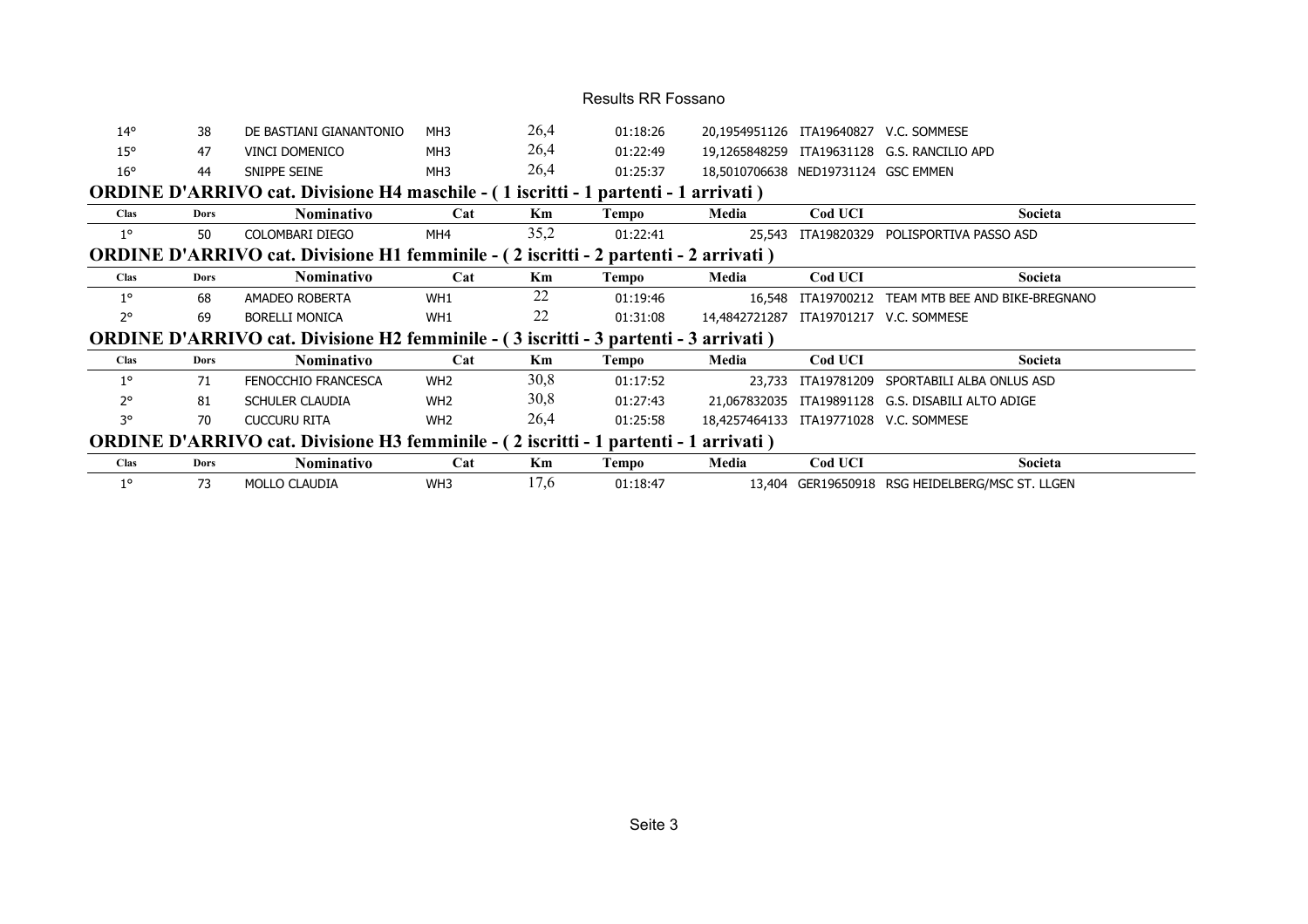| | | | | | | | | |
|---|---|---|---|---|---|---|---|---|
| 14° | 38 | DE BASTIANI GIANANTONIO | MH3 | 26,4 | 01:18:26 | 20,1954951126 | ITA19640827 | V.C. SOMMESE |
| 15° | 47 | VINCI DOMENICO | MH3 | 26,4 | 01:22:49 | 19,1265848259 | ITA19631128 | G.S. RANCILIO APD |
| 16° | 44 | SNIPPE SEINE | MH3 | 26,4 | 01:25:37 | 18,5010706638 | NED19731124 | GSC EMMEN |

## ORDINE D'ARRIVO cat. Divisione H4 maschile - ( 1 iscritti - 1 partenti - 1 arrivati )

| Clas | Dors | Nominativo | Cat | Km | Tempo | Media | Cod UCI | Societa |
|---|---|---|---|---|---|---|---|---|
| 1° | 50 | COLOMBARI DIEGO | MH4 | 35,2 | 01:22:41 | 25,543 | ITA19820329 | POLISPORTIVA PASSO ASD |

## ORDINE D'ARRIVO cat. Divisione H1 femminile - ( 2 iscritti - 2 partenti - 2 arrivati )

| Clas | Dors | Nominativo | Cat | Km | Tempo | Media | Cod UCI | Societa |
|---|---|---|---|---|---|---|---|---|
| 1° | 68 | AMADEO ROBERTA | WH1 | 22 | 01:19:46 | 16,548 | ITA19700212 | TEAM MTB BEE AND BIKE-BREGNANO |
| 2° | 69 | BORELLI MONICA | WH1 | 22 | 01:31:08 | 14,4842721287 | ITA19701217 | V.C. SOMMESE |

## ORDINE D'ARRIVO cat. Divisione H2 femminile - ( 3 iscritti - 3 partenti - 3 arrivati )

| Clas | Dors | Nominativo | Cat | Km | Tempo | Media | Cod UCI | Societa |
|---|---|---|---|---|---|---|---|---|
| 1° | 71 | FENOCCHIO FRANCESCA | WH2 | 30,8 | 01:17:52 | 23,733 | ITA19781209 | SPORTABILI ALBA ONLUS ASD |
| 2° | 81 | SCHULER CLAUDIA | WH2 | 30,8 | 01:27:43 | 21,067832035 | ITA19891128 | G.S. DISABILI ALTO ADIGE |
| 3° | 70 | CUCCURU RITA | WH2 | 26,4 | 01:25:58 | 18,4257464133 | ITA19771028 | V.C. SOMMESE |

## ORDINE D'ARRIVO cat. Divisione H3 femminile - ( 2 iscritti - 1 partenti - 1 arrivati )

| Clas | Dors | Nominativo | Cat | Km | Tempo | Media | Cod UCI | Societa |
|---|---|---|---|---|---|---|---|---|
| 1° | 73 | MOLLO CLAUDIA | WH3 | 17,6 | 01:18:47 | 13,404 | GER19650918 | RSG HEIDELBERG/MSC ST. LLGEN |